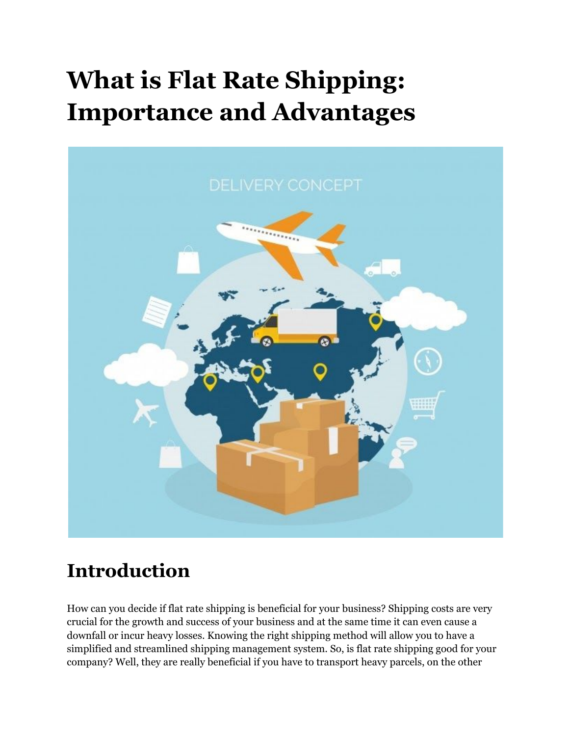# What is Flat Rate Shipping: Importance and Advantages

## Introduction

How can you decide if flat rate shipping is beneficial for your business? Shipping costs are very crucial for the growth and success of your business and at the same time it can even cause a downfall or incur heavy losses. Knowing the right shipping method will allow you to have a simplified and streamlined shipping management system. So, is flat rate shipping good for your company? Well, they are really beneficial if you have to transport heavy parcels, on the other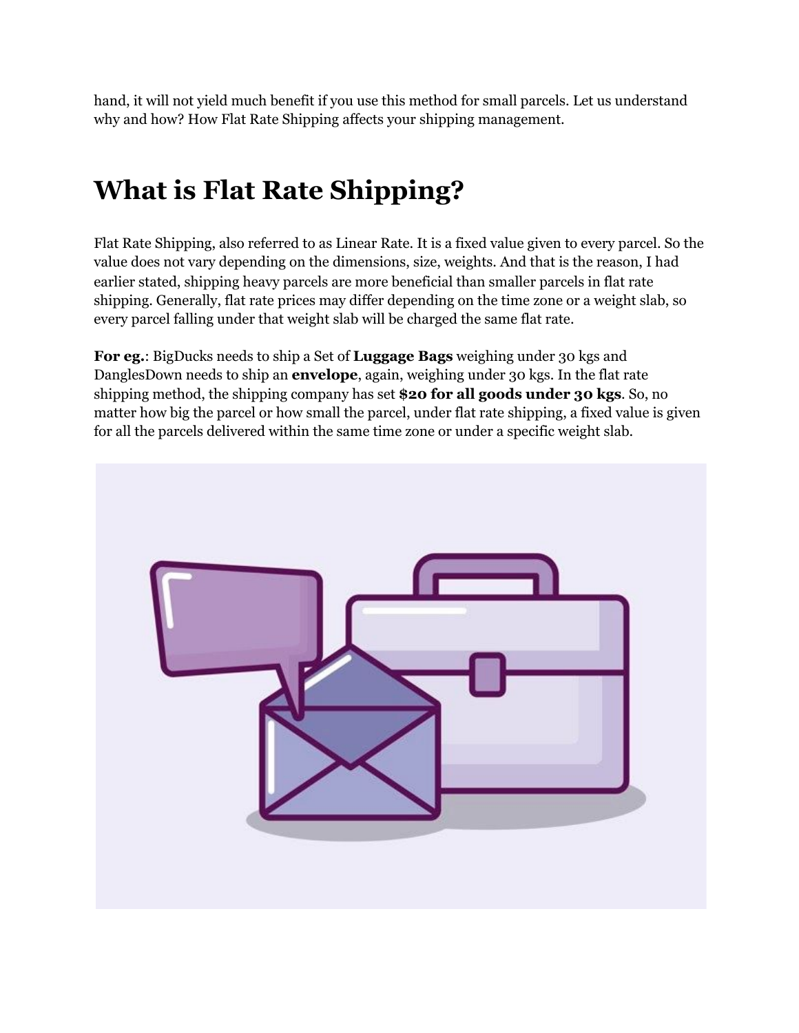hand, it will not yield much benefit if you use this method for small parcels. Let us understand why and how? How Flat Rate Shipping affects your shipping management.

# What is Flat Rate Shipping?

Flat Rate Shipping, also referred to as Linear Rate. It is a fixed value given to every parcel. So the value does not vary depending on the dimensions, size, weights. And that is the reason, I had earlier stated, shipping heavy parcels are more beneficial than smaller parcels in flat rate shipping. Generally, flat rate prices may differ depending on the time zone or a weight slab, so every parcel falling under that weight slab will be charged the same flat rate.

**For eg.**: BigDucks needs to ship a Set of **Luggage Bags** weighing under 30 kgs and DanglesDown needs to ship an **envelope**, again, weighing under 30 kgs. In the flat rate shipping method, the shipping company has set **$20 for all goods under 30 kgs**. So, no matter how big the parcel or how small the parcel, under flat rate shipping, a fixed value is given for all the parcels delivered within the same time zone or under a specific weight slab.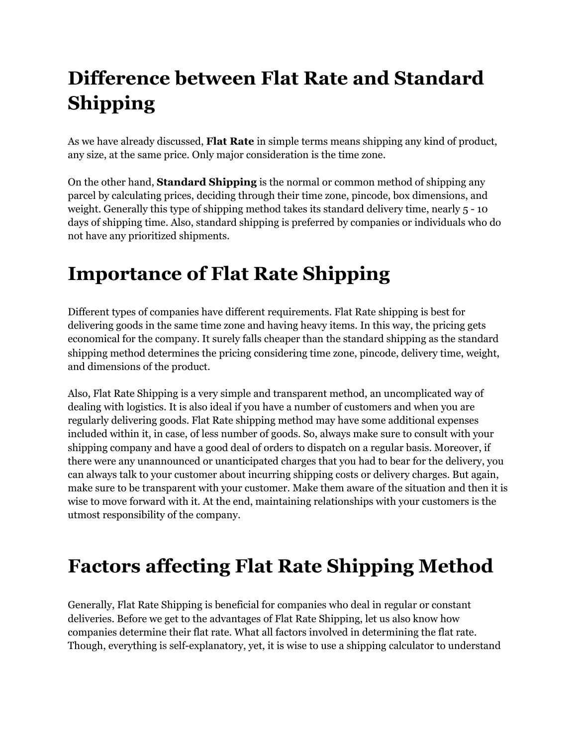# Difference between Flat Rate and Standard Shipping

As we have already discussed, **Flat Rate** in simple terms means shipping any kind of product, any size, at the same price. Only major consideration is the time zone.

On the other hand, **Standard Shipping** is the normal or common method of shipping any parcel by calculating prices, deciding through their time zone, pincode, box dimensions, and weight. Generally this type of shipping method takes its standard delivery time, nearly 5 - 10 days of shipping time. Also, standard shipping is preferred by companies or individuals who do not have any prioritized shipments.

# Importance of Flat Rate Shipping

Different types of companies have different requirements. Flat Rate shipping is best for delivering goods in the same time zone and having heavy items. In this way, the pricing gets economical for the company. It surely falls cheaper than the standard shipping as the standard shipping method determines the pricing considering time zone, pincode, delivery time, weight, and dimensions of the product.

Also, Flat Rate Shipping is a very simple and transparent method, an uncomplicated way of dealing with logistics. It is also ideal if you have a number of customers and when you are regularly delivering goods. Flat Rate shipping method may have some additional expenses included within it, in case, of less number of goods. So, always make sure to consult with your shipping company and have a good deal of orders to dispatch on a regular basis. Moreover, if there were any unannounced or unanticipated charges that you had to bear for the delivery, you can always talk to your customer about incurring shipping costs or delivery charges. But again, make sure to be transparent with your customer. Make them aware of the situation and then it is wise to move forward with it. At the end, maintaining relationships with your customers is the utmost responsibility of the company.

# Factors affecting Flat Rate Shipping Method

Generally, Flat Rate Shipping is beneficial for companies who deal in regular or constant deliveries. Before we get to the advantages of Flat Rate Shipping, let us also know how companies determine their flat rate. What all factors involved in determining the flat rate. Though, everything is self-explanatory, yet, it is wise to use a shipping calculator to understand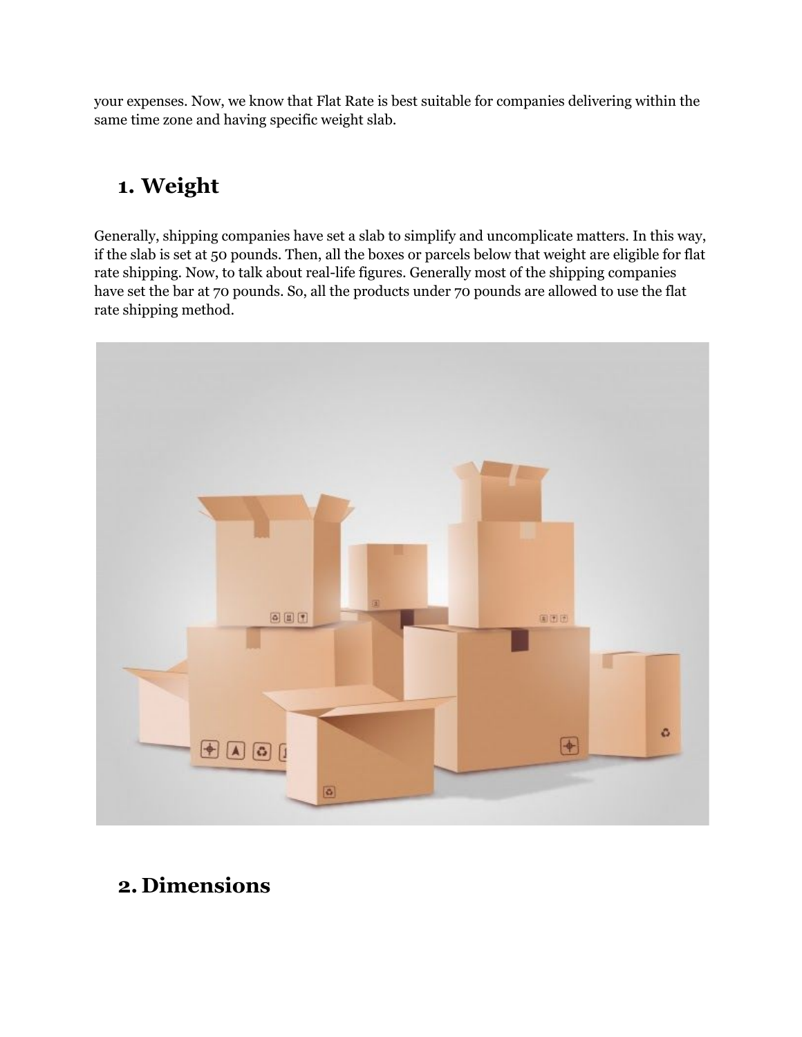your expenses. Now, we know that Flat Rate is best suitable for companies delivering within the same time zone and having specific weight slab.

## 1. Weight

Generally, shipping companies have set a slab to simplify and uncomplicate matters. In this way, if the slab is set at 50 pounds. Then, all the boxes or parcels below that weight are eligible for flat rate shipping. Now, to talk about real-life figures. Generally most of the shipping companies have set the bar at 70 pounds. So, all the products under 70 pounds are allowed to use the flat rate shipping method.

## 2. Dimensions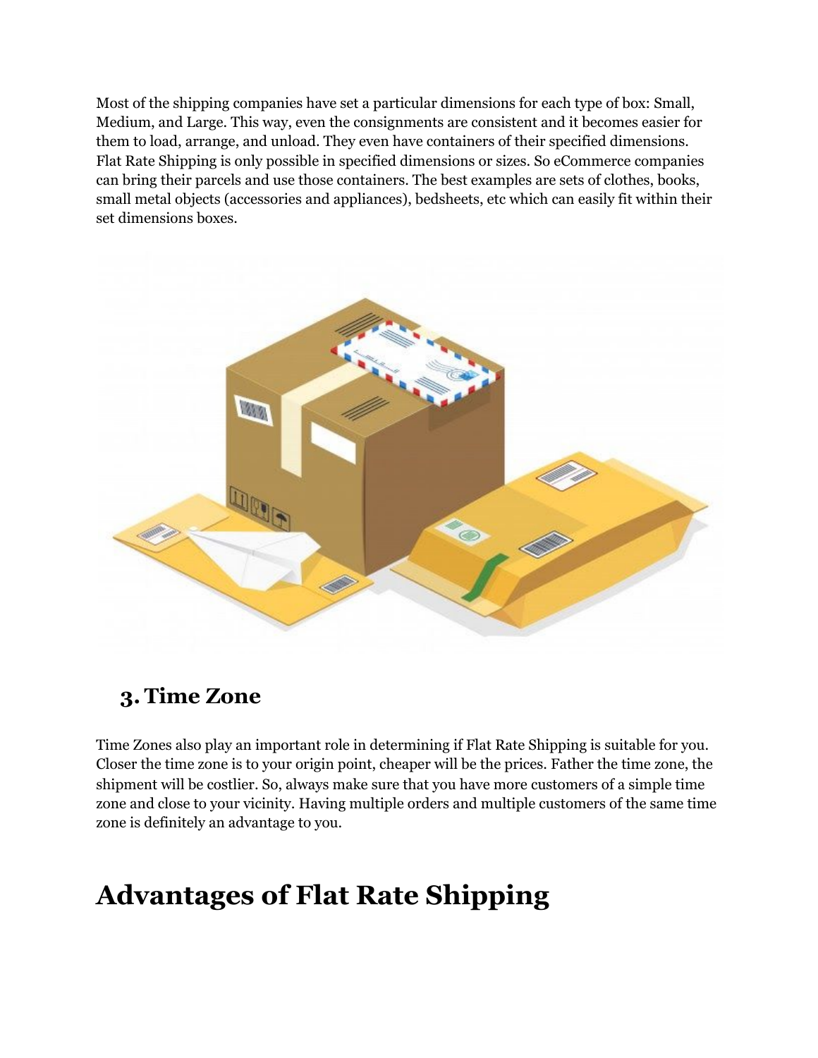Most of the shipping companies have set a particular dimensions for each type of box: Small, Medium, and Large. This way, even the consignments are consistent and it becomes easier for them to load, arrange, and unload. They even have containers of their specified dimensions. Flat Rate Shipping is only possible in specified dimensions or sizes. So eCommerce companies can bring their parcels and use those containers. The best examples are sets of clothes, books, small metal objects (accessories and appliances), bedsheets, etc which can easily fit within their set dimensions boxes.

### 3. Time Zone

Time Zones also play an important role in determining if Flat Rate Shipping is suitable for you. Closer the time zone is to your origin point, cheaper will be the prices. Father the time zone, the shipment will be costlier. So, always make sure that you have more customers of a simple time zone and close to your vicinity. Having multiple orders and multiple customers of the same time zone is definitely an advantage to you.

## Advantages of Flat Rate Shipping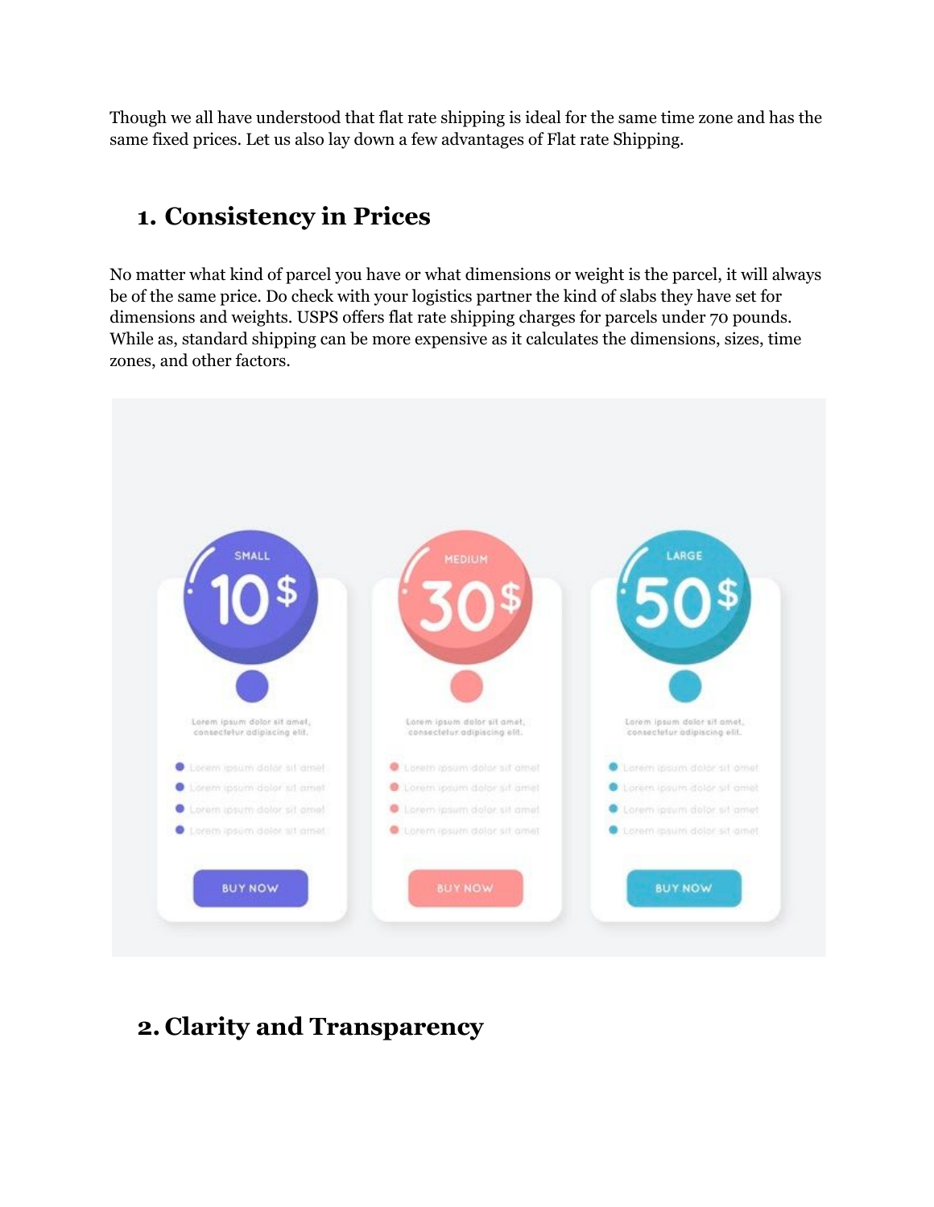Though we all have understood that flat rate shipping is ideal for the same time zone and has the same fixed prices. Let us also lay down a few advantages of Flat rate Shipping.

## 1. Consistency in Prices

No matter what kind of parcel you have or what dimensions or weight is the parcel, it will always be of the same price. Do check with your logistics partner the kind of slabs they have set for dimensions and weights. USPS offers flat rate shipping charges for parcels under 70 pounds. While as, standard shipping can be more expensive as it calculates the dimensions, sizes, time zones, and other factors.

## 2. Clarity and Transparency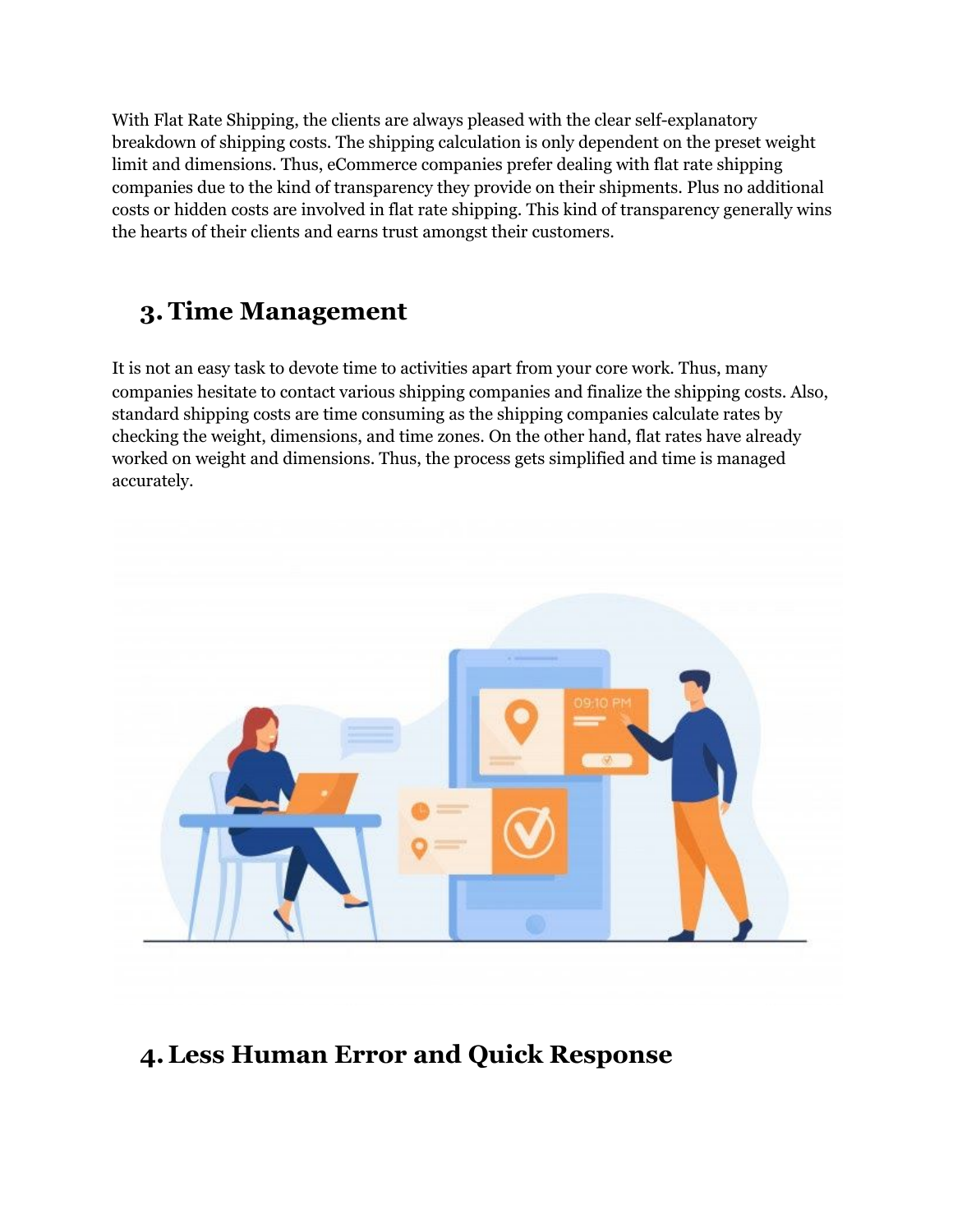With Flat Rate Shipping, the clients are always pleased with the clear self-explanatory breakdown of shipping costs. The shipping calculation is only dependent on the preset weight limit and dimensions. Thus, eCommerce companies prefer dealing with flat rate shipping companies due to the kind of transparency they provide on their shipments. Plus no additional costs or hidden costs are involved in flat rate shipping. This kind of transparency generally wins the hearts of their clients and earns trust amongst their customers.

## 3. Time Management

It is not an easy task to devote time to activities apart from your core work. Thus, many companies hesitate to contact various shipping companies and finalize the shipping costs. Also, standard shipping costs are time consuming as the shipping companies calculate rates by checking the weight, dimensions, and time zones. On the other hand, flat rates have already worked on weight and dimensions. Thus, the process gets simplified and time is managed accurately.

## 4. Less Human Error and Quick Response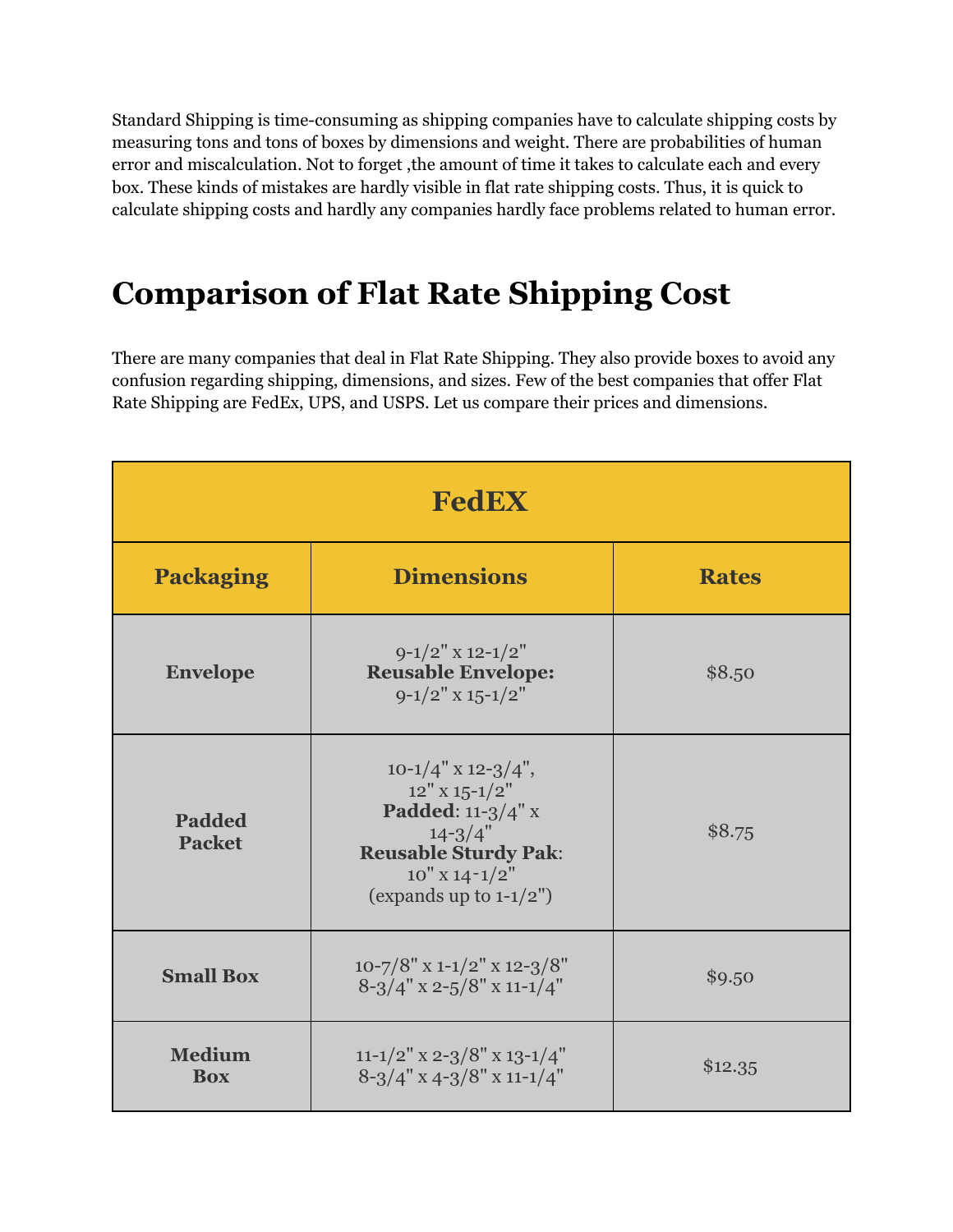Standard Shipping is time-consuming as shipping companies have to calculate shipping costs by measuring tons and tons of boxes by dimensions and weight. There are probabilities of human error and miscalculation. Not to forget ,the amount of time it takes to calculate each and every box. These kinds of mistakes are hardly visible in flat rate shipping costs. Thus, it is quick to calculate shipping costs and hardly any companies hardly face problems related to human error.

# Comparison of Flat Rate Shipping Cost

There are many companies that deal in Flat Rate Shipping. They also provide boxes to avoid any confusion regarding shipping, dimensions, and sizes. Few of the best companies that offer Flat Rate Shipping are FedEx, UPS, and USPS. Let us compare their prices and dimensions.

| **FedEX** | | |
|---|---|---|
| **Packaging** | **Dimensions** | **Rates** |
| **Envelope** | 9-1/2" x 12-1/2" **Reusable Envelope:** 9-1/2" x 15-1/2" | $8.50 |
| **Padded Packet** | 10-1/4" x 12-3/4", 12" x 15-1/2" **Padded**: 11-3/4" x 14-3/4" **Reusable Sturdy Pak**: 10" x 14-1/2" (expands up to 1-1/2") | $8.75 |
| **Small Box** | 10-7/8" x 1-1/2" x 12-3/8" 8-3/4" x 2-5/8" x 11-1/4" | $9.50 |
| **Medium Box** | 11-1/2" x 2-3/8" x 13-1/4" 8-3/4" x 4-3/8" x 11-1/4" | $12.35 |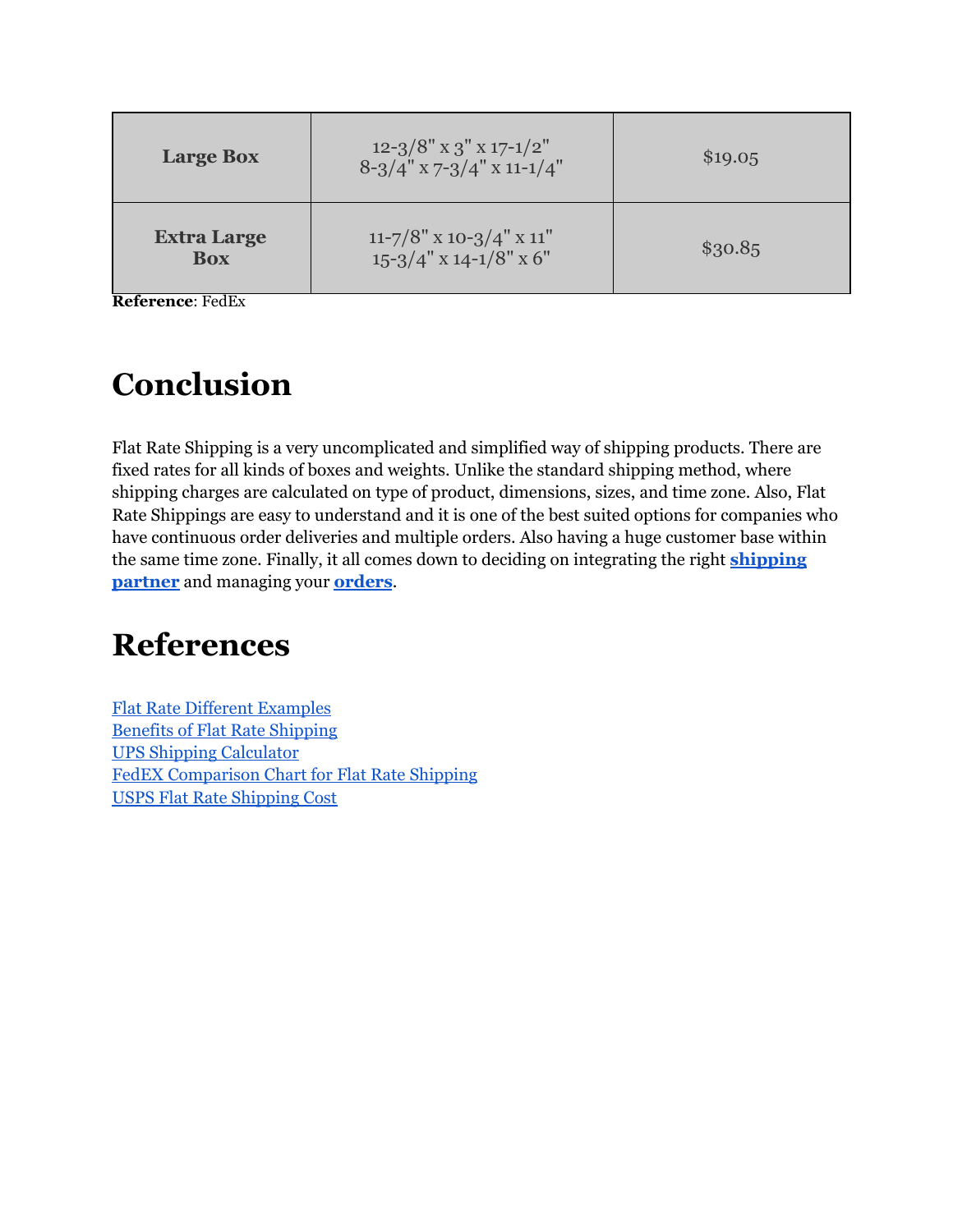| | | |
|---|---|---|
| **Large Box** | 12-3/8" x 3" x 17-1/2"<br>8-3/4" x 7-3/4" x 11-1/4" | $19.05 |
| **Extra Large Box** | 11-7/8" x 10-3/4" x 11"<br>15-3/4" x 14-1/8" x 6" | $30.85 |

**Reference**: FedEx

# Conclusion

Flat Rate Shipping is a very uncomplicated and simplified way of shipping products. There are fixed rates for all kinds of boxes and weights. Unlike the standard shipping method, where shipping charges are calculated on type of product, dimensions, sizes, and time zone. Also, Flat Rate Shippings are easy to understand and it is one of the best suited options for companies who have continuous order deliveries and multiple orders. Also having a huge customer base within the same time zone. Finally, it all comes down to deciding on integrating the right **shipping partner** and managing your **orders**.

# References

Flat Rate Different Examples
Benefits of Flat Rate Shipping
UPS Shipping Calculator
FedEX Comparison Chart for Flat Rate Shipping
USPS Flat Rate Shipping Cost